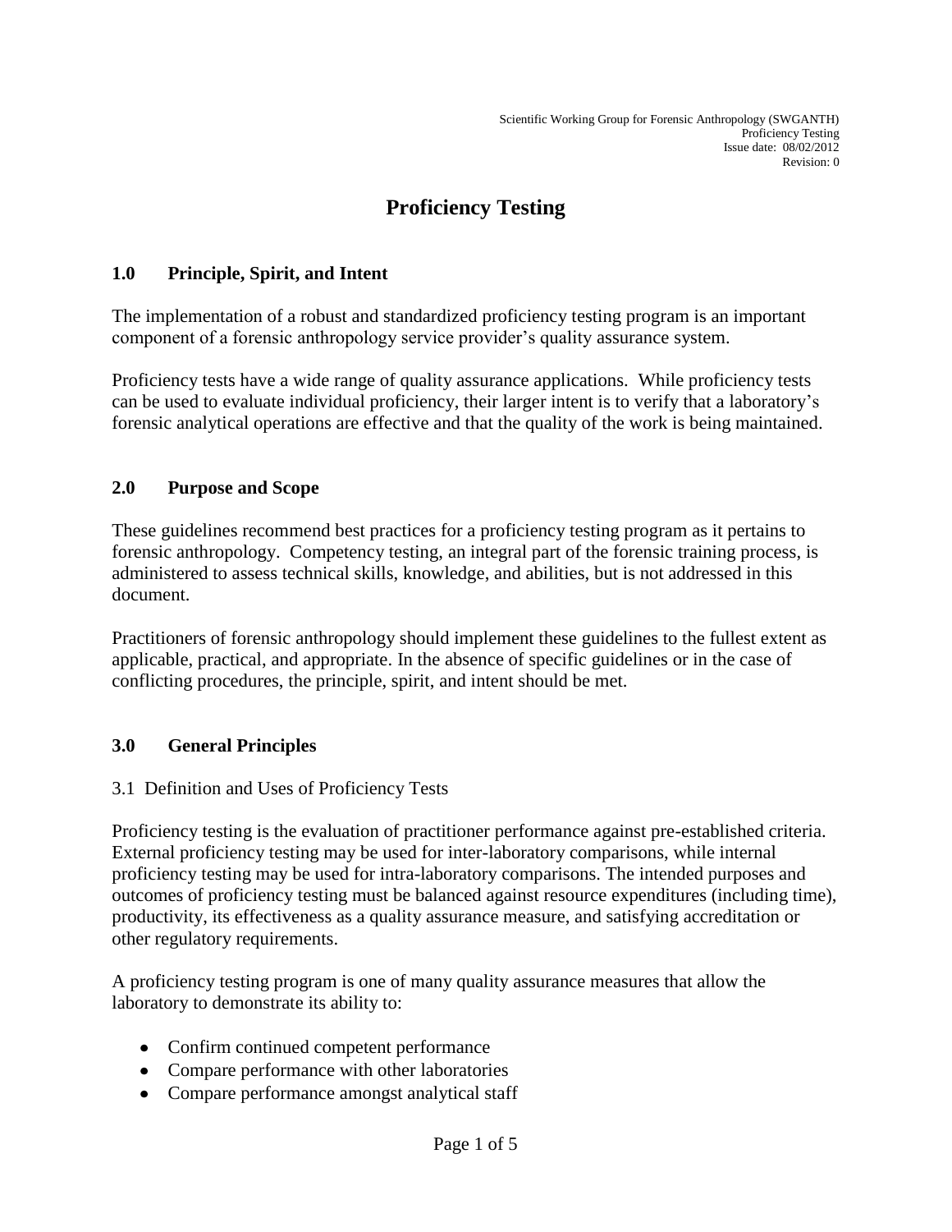# Proficiency Testing

## 1.0 Principle, Spirit, and Intent

The implementation of a robust and standardized proficiency testing program is an important component of a forensic anthropology service provider's quality assurance system.

Proficiency tests have a wide range of quality assurance applications. While proficiency tests can be used to evaluate individual proficiency, their larger intent is to verify that a laboratory's forensic analytical operations are effective and that the quality of the work is being maintained.

## 2.0 Purpose and Scope

These guidelines recommend best practices for a proficiency testing program as it pertains to forensic anthropology. Competency testing, an integral part of the forensic training process, is administered to assess technical skills, knowledge, and abilities, but is not addressed in this document.

Practitioners of forensic anthropology should implement these guidelines to the fullest extent as applicable, practical, and appropriate. In the absence of specific guidelines or in the case of conflicting procedures, the principle, spirit, and intent should be met.

## 3.0 General Principles

### 3.1 Definition and Uses of Proficiency Tests

Proficiency testing is the evaluation of practitioner performance against pre-established criteria. External proficiency testing may be used for inter-laboratory comparisons, while internal proficiency testing may be used for intra-laboratory comparisons. The intended purposes and outcomes of proficiency testing must be balanced against resource expenditures (including time), productivity, its effectiveness as a quality assurance measure, and satisfying accreditation or other regulatory requirements.

A proficiency testing program is one of many quality assurance measures that allow the laboratory to demonstrate its ability to:

- Confirm continued competent performance
- Compare performance with other laboratories
- Compare performance amongst analytical staff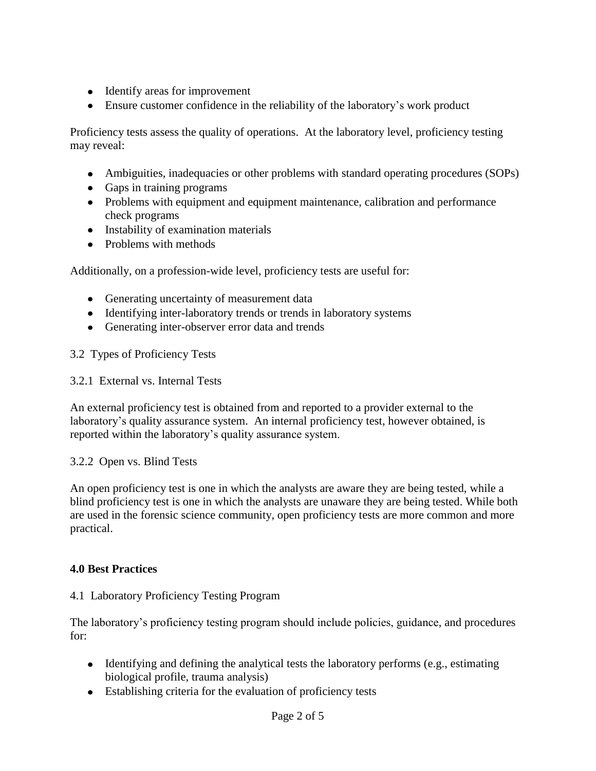- Identify areas for improvement
- Ensure customer confidence in the reliability of the laboratory's work product

Proficiency tests assess the quality of operations. At the laboratory level, proficiency testing may reveal:

- Ambiguities, inadequacies or other problems with standard operating procedures (SOPs)
- Gaps in training programs
- Problems with equipment and equipment maintenance, calibration and performance check programs
- Instability of examination materials
- Problems with methods

Additionally, on a profession-wide level, proficiency tests are useful for:

- Generating uncertainty of measurement data
- Identifying inter-laboratory trends or trends in laboratory systems
- Generating inter-observer error data and trends

### 3.2 Types of Proficiency Tests

#### 3.2.1 External vs. Internal Tests

An external proficiency test is obtained from and reported to a provider external to the laboratory's quality assurance system. An internal proficiency test, however obtained, is reported within the laboratory's quality assurance system.

#### 3.2.2 Open vs. Blind Tests

An open proficiency test is one in which the analysts are aware they are being tested, while a blind proficiency test is one in which the analysts are unaware they are being tested. While both are used in the forensic science community, open proficiency tests are more common and more practical.

## 4.0 Best Practices

### 4.1 Laboratory Proficiency Testing Program

The laboratory's proficiency testing program should include policies, guidance, and procedures for:

- Identifying and defining the analytical tests the laboratory performs (e.g., estimating biological profile, trauma analysis)
- Establishing criteria for the evaluation of proficiency tests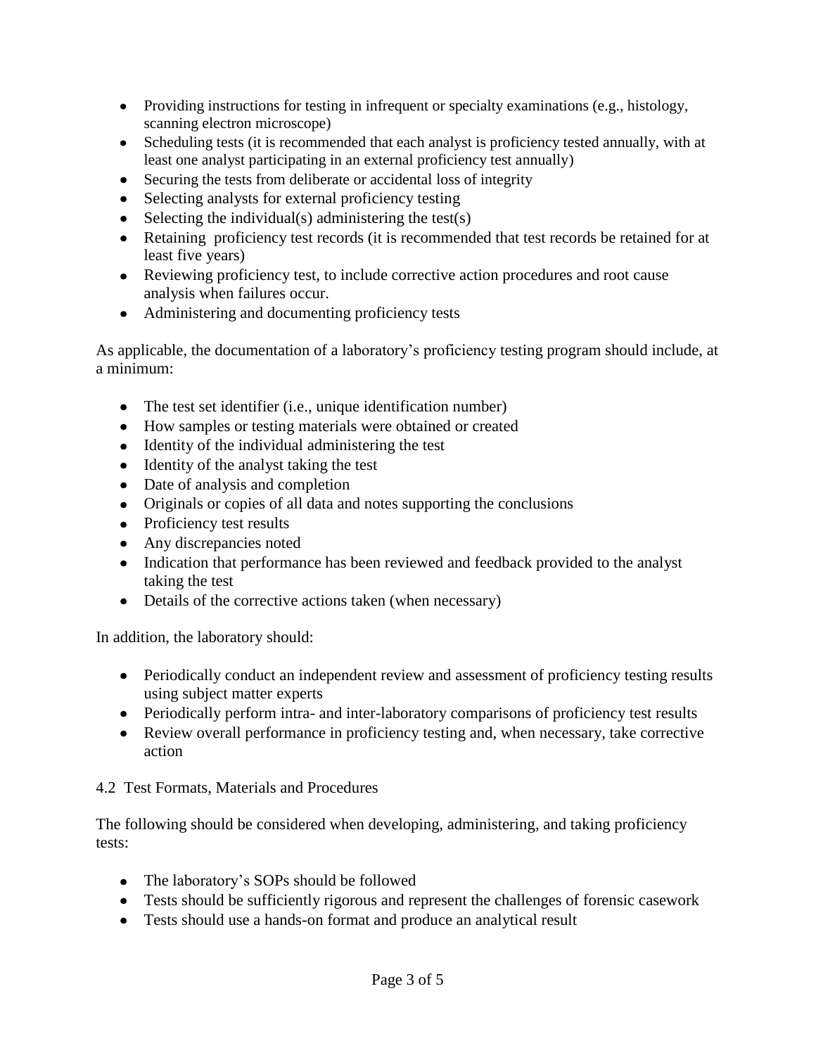- Providing instructions for testing in infrequent or specialty examinations (e.g., histology, scanning electron microscope)
- Scheduling tests (it is recommended that each analyst is proficiency tested annually, with at least one analyst participating in an external proficiency test annually)
- Securing the tests from deliberate or accidental loss of integrity
- Selecting analysts for external proficiency testing
- Selecting the individual(s) administering the test(s)
- Retaining proficiency test records (it is recommended that test records be retained for at least five years)
- Reviewing proficiency test, to include corrective action procedures and root cause analysis when failures occur.
- Administering and documenting proficiency tests

As applicable, the documentation of a laboratory's proficiency testing program should include, at a minimum:

- The test set identifier (i.e., unique identification number)
- How samples or testing materials were obtained or created
- Identity of the individual administering the test
- Identity of the analyst taking the test
- Date of analysis and completion
- Originals or copies of all data and notes supporting the conclusions
- Proficiency test results
- Any discrepancies noted
- Indication that performance has been reviewed and feedback provided to the analyst taking the test
- Details of the corrective actions taken (when necessary)

In addition, the laboratory should:

- Periodically conduct an independent review and assessment of proficiency testing results using subject matter experts
- Periodically perform intra- and inter-laboratory comparisons of proficiency test results
- Review overall performance in proficiency testing and, when necessary, take corrective action

## 4.2 Test Formats, Materials and Procedures

The following should be considered when developing, administering, and taking proficiency tests:

- The laboratory's SOPs should be followed
- Tests should be sufficiently rigorous and represent the challenges of forensic casework
- Tests should use a hands-on format and produce an analytical result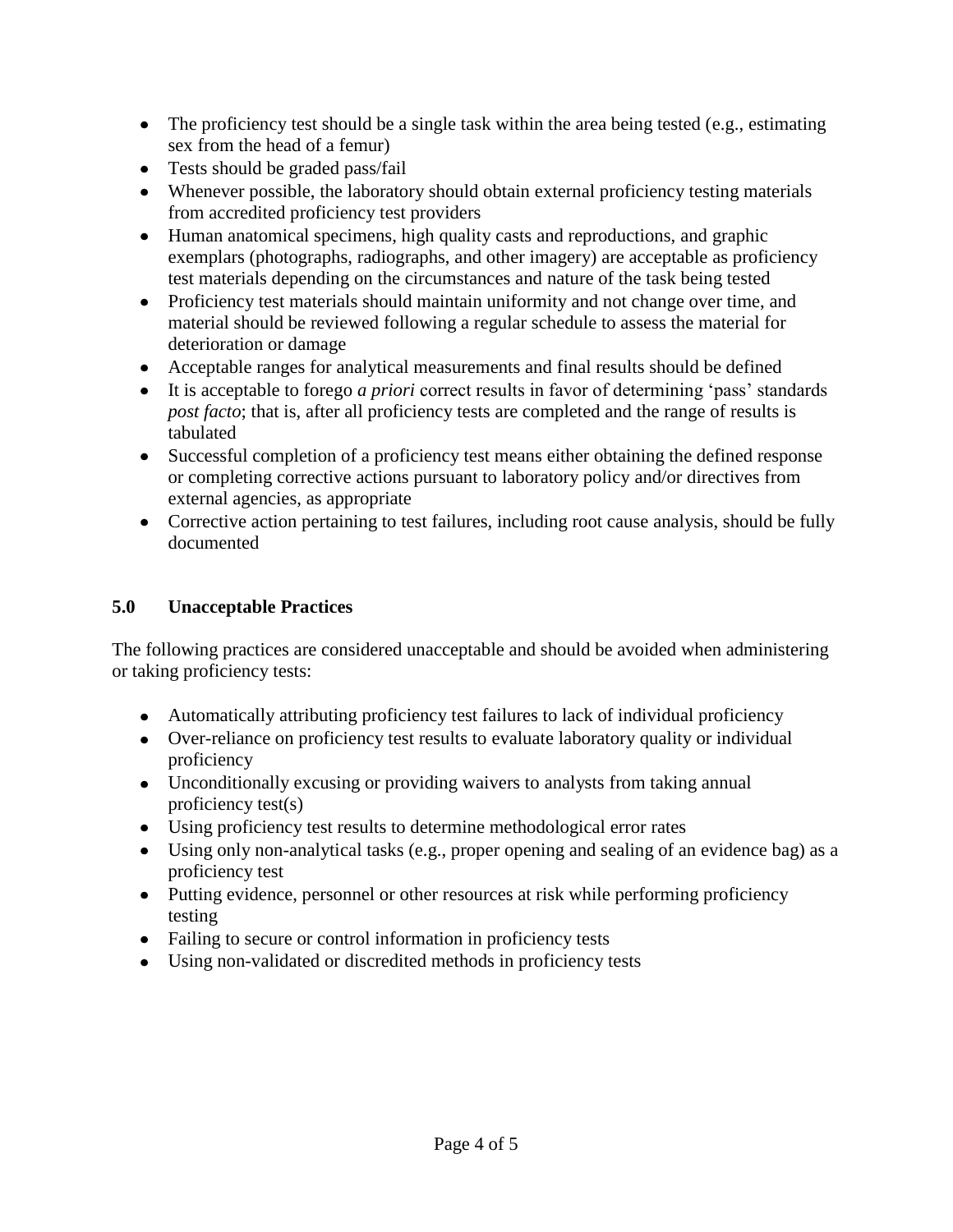- The proficiency test should be a single task within the area being tested (e.g., estimating sex from the head of a femur)
- Tests should be graded pass/fail
- Whenever possible, the laboratory should obtain external proficiency testing materials from accredited proficiency test providers
- Human anatomical specimens, high quality casts and reproductions, and graphic exemplars (photographs, radiographs, and other imagery) are acceptable as proficiency test materials depending on the circumstances and nature of the task being tested
- Proficiency test materials should maintain uniformity and not change over time, and material should be reviewed following a regular schedule to assess the material for deterioration or damage
- Acceptable ranges for analytical measurements and final results should be defined
- It is acceptable to forego *a priori* correct results in favor of determining 'pass' standards *post facto*; that is, after all proficiency tests are completed and the range of results is tabulated
- Successful completion of a proficiency test means either obtaining the defined response or completing corrective actions pursuant to laboratory policy and/or directives from external agencies, as appropriate
- Corrective action pertaining to test failures, including root cause analysis, should be fully documented

## 5.0 Unacceptable Practices

The following practices are considered unacceptable and should be avoided when administering or taking proficiency tests:

- Automatically attributing proficiency test failures to lack of individual proficiency
- Over-reliance on proficiency test results to evaluate laboratory quality or individual proficiency
- Unconditionally excusing or providing waivers to analysts from taking annual proficiency test(s)
- Using proficiency test results to determine methodological error rates
- Using only non-analytical tasks (e.g., proper opening and sealing of an evidence bag) as a proficiency test
- Putting evidence, personnel or other resources at risk while performing proficiency testing
- Failing to secure or control information in proficiency tests
- Using non-validated or discredited methods in proficiency tests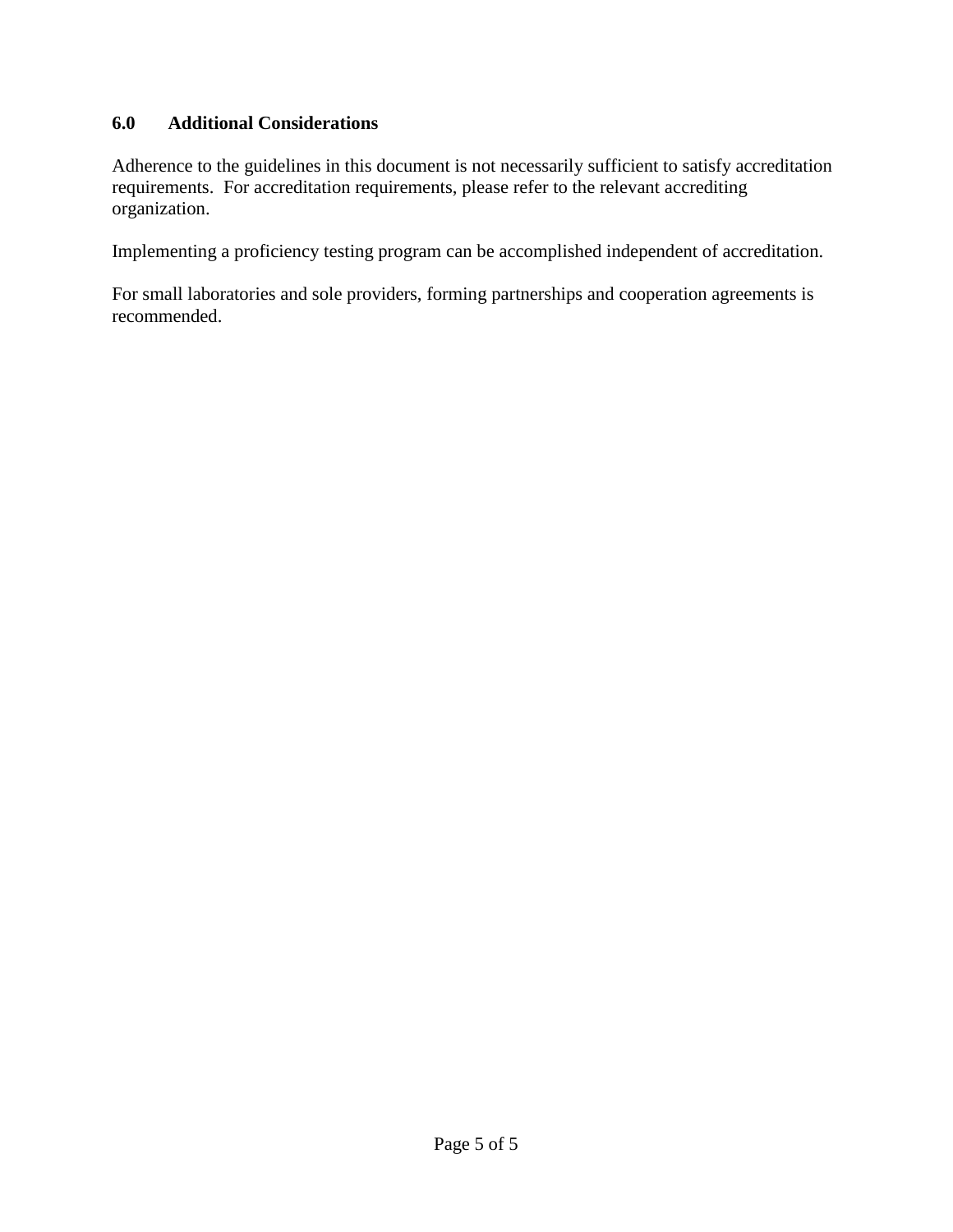## 6.0 Additional Considerations

Adherence to the guidelines in this document is not necessarily sufficient to satisfy accreditation requirements. For accreditation requirements, please refer to the relevant accrediting organization.

Implementing a proficiency testing program can be accomplished independent of accreditation.

For small laboratories and sole providers, forming partnerships and cooperation agreements is recommended.